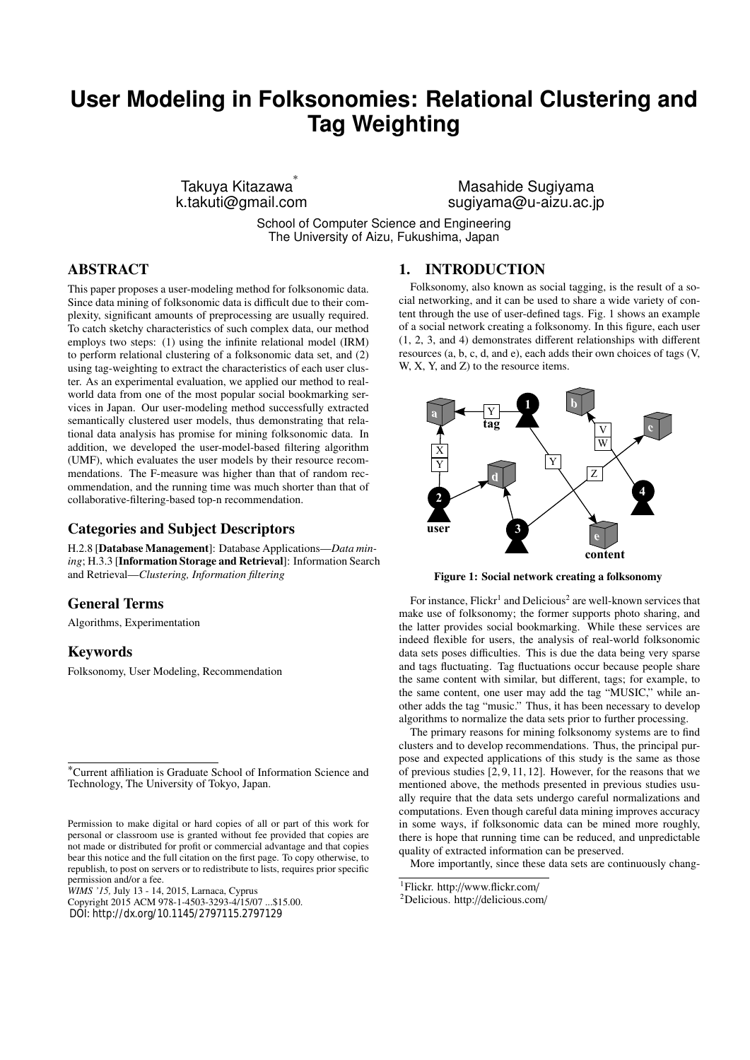# User Modeling in Folksonomies: Relational Clustering and Tag Weighting

Takuya Kitazawa[*]
k.takuti@gmail.com

Masahide Sugiyama
sugiyama@u-aizu.ac.jp

School of Computer Science and Engineering
The University of Aizu, Fukushima, Japan

## ABSTRACT

This paper proposes a user-modeling method for folksonomic data. Since data mining of folksonomic data is difficult due to their complexity, significant amounts of preprocessing are usually required. To catch sketchy characteristics of such complex data, our method employs two steps: (1) using the infinite relational model (IRM) to perform relational clustering of a folksonomic data set, and (2) using tag-weighting to extract the characteristics of each user cluster. As an experimental evaluation, we applied our method to real-world data from one of the most popular social bookmarking services in Japan. Our user-modeling method successfully extracted semantically clustered user models, thus demonstrating that relational data analysis has promise for mining folksonomic data. In addition, we developed the user-model-based filtering algorithm (UMF), which evaluates the user models by their resource recommendations. The F-measure was higher than that of random recommendation, and the running time was much shorter than that of collaborative-filtering-based top-n recommendation.

## Categories and Subject Descriptors

H.2.8 [**Database Management**]: Database Applications—*Data mining*; H.3.3 [**Information Storage and Retrieval**]: Information Search and Retrieval—*Clustering, Information filtering*

## General Terms

Algorithms, Experimentation

## Keywords

Folksonomy, User Modeling, Recommendation

[*]Current affiliation is Graduate School of Information Science and Technology, The University of Tokyo, Japan.

Permission to make digital or hard copies of all or part of this work for personal or classroom use is granted without fee provided that copies are not made or distributed for profit or commercial advantage and that copies bear this notice and the full citation on the first page. To copy otherwise, to republish, to post on servers or to redistribute to lists, requires prior specific permission and/or a fee.
*WIMS '15,* July 13 - 14, 2015, Larnaca, Cyprus
Copyright 2015 ACM 978-1-4503-3293-4/15/07 ...$15.00.
DOI: http://dx.doi.org/10.1145/2797115.2797129

## 1. INTRODUCTION

Folksonomy, also known as social tagging, is the result of a social networking, and it can be used to share a wide variety of content through the use of user-defined tags. Fig. 1 shows an example of a social network creating a folksonomy. In this figure, each user (1, 2, 3, and 4) demonstrates different relationships with different resources (a, b, c, d, and e), each adds their own choices of tags (V, W, X, Y, and Z) to the resource items.

**Figure 1: Social network creating a folksonomy**

For instance, Flickr[1] and Delicious[2] are well-known services that make use of folksonomy; the former supports photo sharing, and the latter provides social bookmarking. While these services are indeed flexible for users, the analysis of real-world folksonomic data sets poses difficulties. This is due the data being very sparse and tags fluctuating. Tag fluctuations occur because people share the same content with similar, but different, tags; for example, to the same content, one user may add the tag "MUSIC," while another adds the tag "music." Thus, it has been necessary to develop algorithms to normalize the data sets prior to further processing.

The primary reasons for mining folksonomy systems are to find clusters and to develop recommendations. Thus, the principal purpose and expected applications of this study is the same as those of previous studies [2, 9, 11, 12]. However, for the reasons that we mentioned above, the methods presented in previous studies usually require that the data sets undergo careful normalizations and computations. Even though careful data mining improves accuracy in some ways, if folksonomic data can be mined more roughly, there is hope that running time can be reduced, and unpredictable quality of extracted information can be preserved.

More importantly, since these data sets are continuously chang-

[1]Flickr. http://www.flickr.com/
[2]Delicious. http://delicious.com/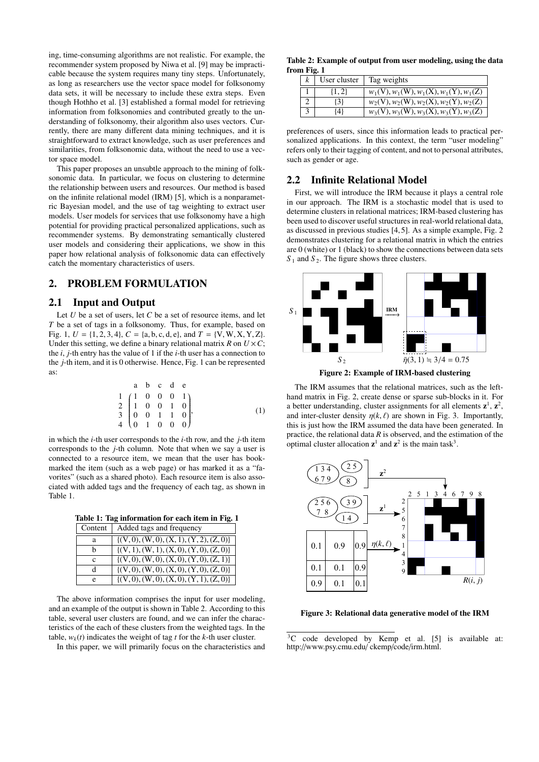ing, time-consuming algorithms are not realistic. For example, the recommender system proposed by Niwa et al. [9] may be impracticable because the system requires many tiny steps. Unfortunately, as long as researchers use the vector space model for folksonomy data sets, it will be necessary to include these extra steps. Even though Hothho et al. [3] established a formal model for retrieving information from folksonomies and contributed greatly to the understanding of folksonomy, their algorithm also uses vectors. Currently, there are many different data mining techniques, and it is straightforward to extract knowledge, such as user preferences and similarities, from folksonomic data, without the need to use a vector space model.

This paper proposes an unsubtle approach to the mining of folksonomic data. In particular, we focus on clustering to determine the relationship between users and resources. Our method is based on the infinite relational model (IRM) [5], which is a nonparametric Bayesian model, and the use of tag weighting to extract user models. User models for services that use folksonomy have a high potential for providing practical personalized applications, such as recommender systems. By demonstrating semantically clustered user models and considering their applications, we show in this paper how relational analysis of folksonomic data can effectively catch the momentary characteristics of users.

## 2. PROBLEM FORMULATION

### 2.1 Input and Output

Let $U$ be a set of users, let $C$ be a set of resource items, and let $T$ be a set of tags in a folksonomy. Thus, for example, based on Fig. 1, $U = \{1, 2, 3, 4\}$, $C = \{a, b, c, d, e\}$, and $T = \{V, W, X, Y, Z\}$. Under this setting, we define a binary relational matrix $R$ on $U \times C$; the $i$, $j$-th entry has the value of 1 if the $i$-th user has a connection to the $j$-th item, and it is 0 otherwise. Hence, Fig. 1 can be represented as:

$$
\begin{array}{c} \\ 1 \\ 2 \\ 3 \\ 4 \end{array}
\begin{array}{c}
\begin{array}{ccccc} a & b & c & d & e \end{array} \\
\begin{pmatrix}
1 & 0 & 0 & 0 & 1 \\
1 & 0 & 0 & 1 & 0 \\
0 & 0 & 1 & 1 & 0 \\
0 & 1 & 0 & 0 & 0
\end{pmatrix}
\end{array}, \tag{1}
$$

in which the $i$-th user corresponds to the $i$-th row, and the $j$-th item corresponds to the $j$-th column. Note that when we say a user is connected to a resource item, we mean that the user has bookmarked the item (such as a web page) or has marked it as a "favorites" (such as a shared photo). Each resource item is also associated with added tags and the frequency of each tag, as shown in Table 1.

**Table 1: Tag information for each item in Fig. 1**

| Content | Added tags and frequency |
|---|---|
| a | $\{(V,0),(W,0),(X,1),(Y,2),(Z,0)\}$ |
| b | $\{(V,1),(W,1),(X,0),(Y,0),(Z,0)\}$ |
| c | $\{(V,0),(W,0),(X,0),(Y,0),(Z,1)\}$ |
| d | $\{(V,0),(W,0),(X,0),(Y,0),(Z,0)\}$ |
| e | $\{(V,0),(W,0),(X,0),(Y,1),(Z,0)\}$ |

The above information comprises the input for user modeling, and an example of the output is shown in Table 2. According to this table, several user clusters are found, and we can infer the characteristics of the each of these clusters from the weighted tags. In the table, $w_k(t)$ indicates the weight of tag $t$ for the $k$-th user cluster.

In this paper, we will primarily focus on the characteristics and preferences of users, since this information leads to practical personalized applications. In this context, the term "user modeling" refers only to their tagging of content, and not to personal attributes, such as gender or age.

**Table 2: Example of output from user modeling, using the data from Fig. 1**

| $k$ | User cluster | Tag weights |
|---|---|---|
| 1 | $\{1,2\}$ | $w_1(V), w_1(W), w_1(X), w_1(Y), w_1(Z)$ |
| 2 | $\{3\}$ | $w_2(V), w_2(W), w_2(X), w_2(Y), w_2(Z)$ |
| 3 | $\{4\}$ | $w_3(V), w_3(W), w_3(X), w_3(Y), w_3(Z)$ |

### 2.2 Infinite Relational Model

First, we will introduce the IRM because it plays a central role in our approach. The IRM is a stochastic model that is used to determine clusters in relational matrices; IRM-based clustering has been used to discover useful structures in real-world relational data, as discussed in previous studies [4, 5]. As a simple example, Fig. 2 demonstrates clustering for a relational matrix in which the entries are 0 (white) or 1 (black) to show the connections between data sets $S_1$ and $S_2$. The figure shows three clusters.

**Figure 2: Example of IRM-based clustering** ($\bar{\eta}(3,1) \fallingdotseq 3/4 = 0.75$)

The IRM assumes that the relational matrices, such as the left-hand matrix in Fig. 2, create dense or sparse sub-blocks in it. For a better understanding, cluster assignments for all elements $\mathbf{z}^1$, $\mathbf{z}^2$, and inter-cluster density $\eta(k, \ell)$ are shown in Fig. 3. Importantly, this is just how the IRM assumed the data have been generated. In practice, the relational data $R$ is observed, and the estimation of the optimal cluster allocation $\mathbf{z}^1$ and $\mathbf{z}^2$ is the main task[3].

**Figure 3: Relational data generative model of the IRM**

[3] C code developed by Kemp et al. [5] is available at: http://www.psy.cmu.edu/ ckemp/code/irm.html.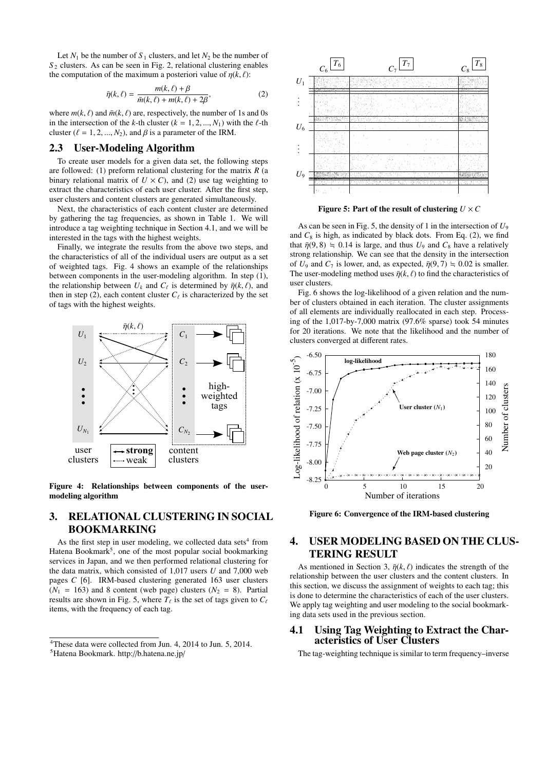Let $N_1$ be the number of $S_1$ clusters, and let $N_2$ be the number of $S_2$ clusters. As can be seen in Fig. 2, relational clustering enables the computation of the maximum a posteriori value of $\eta(k, \ell)$:

$$\bar{\eta}(k, \ell) = \frac{m(k, \ell) + \beta}{\bar{m}(k, \ell) + m(k, \ell) + 2\beta}, \quad (2)$$

where $m(k, \ell)$ and $\bar{m}(k, \ell)$ are, respectively, the number of 1s and 0s in the intersection of the $k$-th cluster ($k = 1, 2, ..., N_1$) with the $\ell$-th cluster ($\ell = 1, 2, ..., N_2$), and $\beta$ is a parameter of the IRM.

## 2.3 User-Modeling Algorithm

To create user models for a given data set, the following steps are followed: (1) preform relational clustering for the matrix $R$ (a binary relational matrix of $U \times C$), and (2) use tag weighting to extract the characteristics of each user cluster. After the first step, user clusters and content clusters are generated simultaneously.

Next, the characteristics of each content cluster are determined by gathering the tag frequencies, as shown in Table 1. We will introduce a tag weighting technique in Section 4.1, and we will be interested in the tags with the highest weights.

Finally, we integrate the results from the above two steps, and the characteristics of all of the individual users are output as a set of weighted tags. Fig. 4 shows an example of the relationships between components in the user-modeling algorithm. In step (1), the relationship between $U_k$ and $C_\ell$ is determined by $\bar{\eta}(k, \ell)$, and then in step (2), each content cluster $C_\ell$ is characterized by the set of tags with the highest weights.

**Figure 4: Relationships between components of the user-modeling algorithm**

# 3. RELATIONAL CLUSTERING IN SOCIAL BOOKMARKING

As the first step in user modeling, we collected data sets[4] from Hatena Bookmark[5], one of the most popular social bookmarking services in Japan, and we then performed relational clustering for the data matrix, which consisted of 1,017 users $U$ and 7,000 web pages $C$ [6]. IRM-based clustering generated 163 user clusters ($N_1 = 163$) and 8 content (web page) clusters ($N_2 = 8$). Partial results are shown in Fig. 5, where $T_\ell$ is the set of tags given to $C_\ell$ items, with the frequency of each tag.

**Figure 5: Part of the result of clustering $U \times C$**

As can be seen in Fig. 5, the density of 1 in the intersection of $U_9$ and $C_8$ is high, as indicated by black dots. From Eq. (2), we find that $\bar{\eta}(9, 8) \fallingdotseq 0.14$ is large, and thus $U_9$ and $C_8$ have a relatively strong relationship. We can see that the density in the intersection of $U_9$ and $C_7$ is lower, and, as expected, $\bar{\eta}(9, 7) \fallingdotseq 0.02$ is smaller. The user-modeling method uses $\bar{\eta}(k, \ell)$ to find the characteristics of user clusters.

Fig. 6 shows the log-likelihood of a given relation and the number of clusters obtained in each iteration. The cluster assignments of all elements are individually reallocated in each step. Processing of the 1,017-by-7,000 matrix (97.6% sparse) took 54 minutes for 20 iterations. We note that the likelihood and the number of clusters converged at different rates.

**Figure 6: Convergence of the IRM-based clustering**

# 4. USER MODELING BASED ON THE CLUSTERING RESULT

As mentioned in Section 3, $\bar{\eta}(k, \ell)$ indicates the strength of the relationship between the user clusters and the content clusters. In this section, we discuss the assignment of weights to each tag; this is done to determine the characteristics of each of the user clusters. We apply tag weighting and user modeling to the social bookmarking data sets used in the previous section.

## 4.1 Using Tag Weighting to Extract the Characteristics of User Clusters

The tag-weighting technique is similar to term frequency–inverse

[4] These data were collected from Jun. 4, 2014 to Jun. 5, 2014.

[5] Hatena Bookmark. http://b.hatena.ne.jp/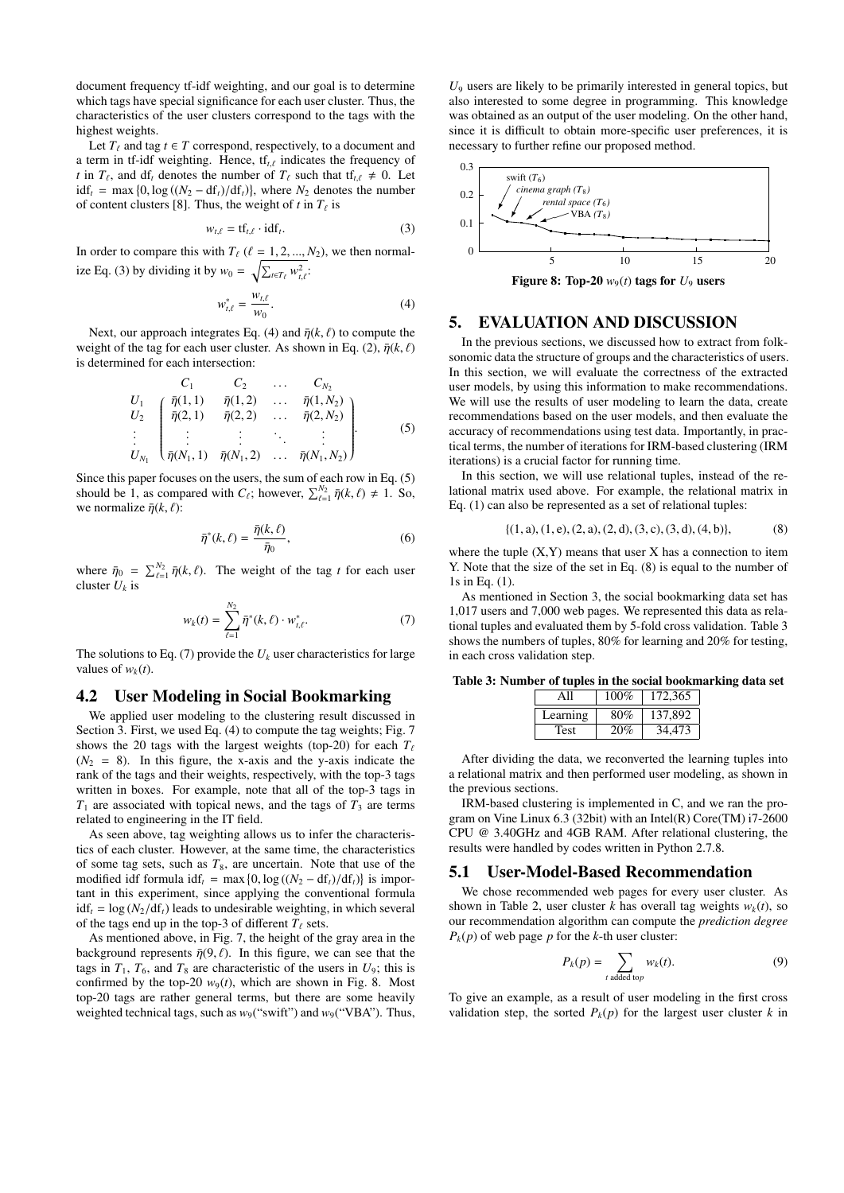document frequency tf-idf weighting, and our goal is to determine which tags have special significance for each user cluster. Thus, the characteristics of the user clusters correspond to the tags with the highest weights.

Let $T_\ell$ and tag $t \in T$ correspond, respectively, to a document and a term in tf-idf weighting. Hence, $\mathrm{tf}_{t,\ell}$ indicates the frequency of $t$ in $T_\ell$, and $\mathrm{df}_t$ denotes the number of $T_\ell$ such that $\mathrm{tf}_{t,\ell} \neq 0$. Let $\mathrm{idf}_t = \max\{0, \log((N_2 - \mathrm{df}_t)/\mathrm{df}_t)\}$, where $N_2$ denotes the number of content clusters [8]. Thus, the weight of $t$ in $T_\ell$ is

$$w_{t,\ell} = \mathrm{tf}_{t,\ell} \cdot \mathrm{idf}_t. \tag{3}$$

In order to compare this with $T_\ell$ ($\ell = 1, 2, ..., N_2$), we then normalize Eq. (3) by dividing it by $w_0 = \sqrt{\sum_{t \in T_\ell} w_{t,\ell}^2}$:

$$w_{t,\ell}^* = \frac{w_{t,\ell}}{w_0}. \tag{4}$$

Next, our approach integrates Eq. (4) and $\bar{\eta}(k,\ell)$ to compute the weight of the tag for each user cluster. As shown in Eq. (2), $\bar{\eta}(k,\ell)$ is determined for each intersection:

$$\begin{array}{c} \\ U_1 \\ U_2 \\ \vdots \\ U_{N_1} \end{array} \begin{array}{c} \begin{array}{cccc} C_1 & C_2 & \ldots & C_{N_2} \end{array} \\ \left( \begin{array}{cccc} \bar{\eta}(1,1) & \bar{\eta}(1,2) & \ldots & \bar{\eta}(1,N_2) \\ \bar{\eta}(2,1) & \bar{\eta}(2,2) & \ldots & \bar{\eta}(2,N_2) \\ \vdots & \vdots & \ddots & \vdots \\ \bar{\eta}(N_1,1) & \bar{\eta}(N_1,2) & \ldots & \bar{\eta}(N_1,N_2) \end{array} \right) \end{array}. \tag{5}$$

Since this paper focuses on the users, the sum of each row in Eq. (5) should be 1, as compared with $C_\ell$; however, $\sum_{\ell=1}^{N_2} \bar{\eta}(k,\ell) \neq 1$. So, we normalize $\bar{\eta}(k,\ell)$:

$$\bar{\eta}^*(k,\ell) = \frac{\bar{\eta}(k,\ell)}{\bar{\eta}_0}, \tag{6}$$

where $\bar{\eta}_0 = \sum_{\ell=1}^{N_2} \bar{\eta}(k,\ell)$. The weight of the tag $t$ for each user cluster $U_k$ is

$$w_k(t) = \sum_{\ell=1}^{N_2} \bar{\eta}^*(k,\ell) \cdot w_{t,\ell}^*. \tag{7}$$

The solutions to Eq. (7) provide the $U_k$ user characteristics for large values of $w_k(t)$.

## 4.2 User Modeling in Social Bookmarking

We applied user modeling to the clustering result discussed in Section 3. First, we used Eq. (4) to compute the tag weights; Fig. 7 shows the 20 tags with the largest weights (top-20) for each $T_\ell$ ($N_2 = 8$). In this figure, the x-axis and the y-axis indicate the rank of the tags and their weights, respectively, with the top-3 tags written in boxes. For example, note that all of the top-3 tags in $T_1$ are associated with topical news, and the tags of $T_3$ are terms related to engineering in the IT field.

As seen above, tag weighting allows us to infer the characteristics of each cluster. However, at the same time, the characteristics of some tag sets, such as $T_8$, are uncertain. Note that use of the modified idf formula $\mathrm{idf}_t = \max\{0, \log((N_2 - \mathrm{df}_t)/\mathrm{df}_t)\}$ is important in this experiment, since applying the conventional formula $\mathrm{idf}_t = \log(N_2/\mathrm{df}_t)$ leads to undesirable weighting, in which several of the tags end up in the top-3 of different $T_\ell$ sets.

As mentioned above, in Fig. 7, the height of the gray area in the background represents $\bar{\eta}(9,\ell)$. In this figure, we can see that the tags in $T_1$, $T_6$, and $T_8$ are characteristic of the users in $U_9$; this is confirmed by the top-20 $w_9(t)$, which are shown in Fig. 8. Most top-20 tags are rather general terms, but there are some heavily weighted technical tags, such as $w_9$("swift") and $w_9$("VBA"). Thus, $U_9$ users are likely to be primarily interested in general topics, but also interested to some degree in programming. This knowledge was obtained as an output of the user modeling. On the other hand, since it is difficult to obtain more-specific user preferences, it is necessary to further refine our proposed method.

**Figure 8: Top-20 $w_9(t)$ tags for $U_9$ users**

# 5. EVALUATION AND DISCUSSION

In the previous sections, we discussed how to extract from folksonomic data the structure of groups and the characteristics of users. In this section, we will evaluate the correctness of the extracted user models, by using this information to make recommendations. We will use the results of user modeling to learn the data, create recommendations based on the user models, and then evaluate the accuracy of recommendations using test data. Importantly, in practical terms, the number of iterations for IRM-based clustering (IRM iterations) is a crucial factor for running time.

In this section, we will use relational tuples, instead of the relational matrix used above. For example, the relational matrix in Eq. (1) can also be represented as a set of relational tuples:

$$\{(1,\mathrm{a}), (1,\mathrm{e}), (2,\mathrm{a}), (2,\mathrm{d}), (3,\mathrm{c}), (3,\mathrm{d}), (4,\mathrm{b})\}, \tag{8}$$

where the tuple (X,Y) means that user X has a connection to item Y. Note that the size of the set in Eq. (8) is equal to the number of 1s in Eq. (1).

As mentioned in Section 3, the social bookmarking data set has 1,017 users and 7,000 web pages. We represented this data as relational tuples and evaluated them by 5-fold cross validation. Table 3 shows the numbers of tuples, 80% for learning and 20% for testing, in each cross validation step.

**Table 3: Number of tuples in the social bookmarking data set**

| All | 100% | 172,365 |
|---|---|---|
| Learning | 80% | 137,892 |
| Test | 20% | 34,473 |

After dividing the data, we reconverted the learning tuples into a relational matrix and then performed user modeling, as shown in the previous sections.

IRM-based clustering is implemented in C, and we ran the program on Vine Linux 6.3 (32bit) with an Intel(R) Core(TM) i7-2600 CPU @ 3.40GHz and 4GB RAM. After relational clustering, the results were handled by codes written in Python 2.7.8.

## 5.1 User-Model-Based Recommendation

We chose recommended web pages for every user cluster. As shown in Table 2, user cluster $k$ has overall tag weights $w_k(t)$, so our recommendation algorithm can compute the *prediction degree* $P_k(p)$ of web page $p$ for the $k$-th user cluster:

$$P_k(p) = \sum_{t \text{ added to} p} w_k(t). \tag{9}$$

To give an example, as a result of user modeling in the first cross validation step, the sorted $P_k(p)$ for the largest user cluster $k$ in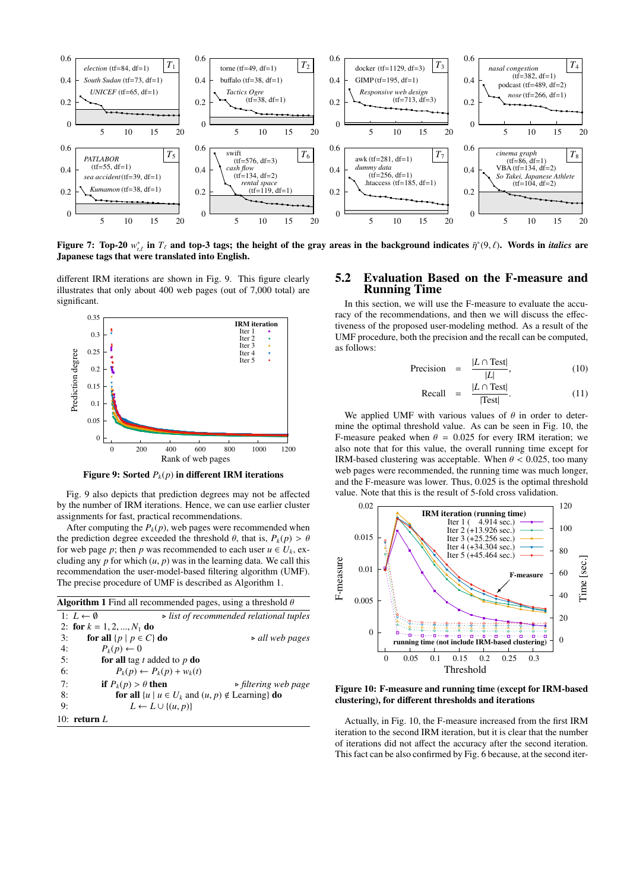Figure 7: Top-20 $w^*_{t,\ell}$ in $T_\ell$ and top-3 tags; the height of the gray areas in the background indicates $\bar{\eta}^*(9,\ell)$. Words in *italics* are Japanese tags that were translated into English.

different IRM iterations are shown in Fig. 9. This figure clearly illustrates that only about 400 web pages (out of 7,000 total) are significant.

Figure 9: Sorted $P_k(p)$ in different IRM iterations

Fig. 9 also depicts that prediction degrees may not be affected by the number of IRM iterations. Hence, we can use earlier cluster assignments for fast, practical recommendations.

After computing the $P_k(p)$, web pages were recommended when the prediction degree exceeded the threshold $\theta$, that is, $P_k(p) > \theta$ for web page $p$; then $p$ was recommended to each user $u \in U_k$, excluding any $p$ for which $(u, p)$ was in the learning data. We call this recommendation the user-model-based filtering algorithm (UMF). The precise procedure of UMF is described as Algorithm 1.

**Algorithm 1** Find all recommended pages, using a threshold $\theta$

```
1: L ← ∅                                  ▷ list of recommended relational tuples
2: for k = 1, 2, ..., N_1 do
3:     for all {p | p ∈ C} do                                    ▷ all web pages
4:         P_k(p) ← 0
5:         for all tag t added to p do
6:             P_k(p) ← P_k(p) + w_k(t)
7:         if P_k(p) > θ then                               ▷ filtering web page
8:             for all {u | u ∈ U_k and (u, p) ∉ Learning} do
9:                 L ← L ∪ {(u, p)}
10: return L
```

## 5.2 Evaluation Based on the F-measure and Running Time

In this section, we will use the F-measure to evaluate the accuracy of the recommendations, and then we will discuss the effectiveness of the proposed user-modeling method. As a result of the UMF procedure, both the precision and the recall can be computed, as follows:

$$\text{Precision} = \frac{|L \cap \text{Test}|}{|L|}, \tag{10}$$

$$\text{Recall} = \frac{|L \cap \text{Test}|}{|\text{Test}|}. \tag{11}$$

We applied UMF with various values of $\theta$ in order to determine the optimal threshold value. As can be seen in Fig. 10, the F-measure peaked when $\theta = 0.025$ for every IRM iteration; we also note that for this value, the overall running time except for IRM-based clustering was acceptable. When $\theta < 0.025$, too many web pages were recommended, the running time was much longer, and the F-measure was lower. Thus, 0.025 is the optimal threshold value. Note that this is the result of 5-fold cross validation.

Figure 10: F-measure and running time (except for IRM-based clustering), for different thresholds and iterations

Actually, in Fig. 10, the F-measure increased from the first IRM iteration to the second IRM iteration, but it is clear that the number of iterations did not affect the accuracy after the second iteration. This fact can be also confirmed by Fig. 6 because, at the second iter-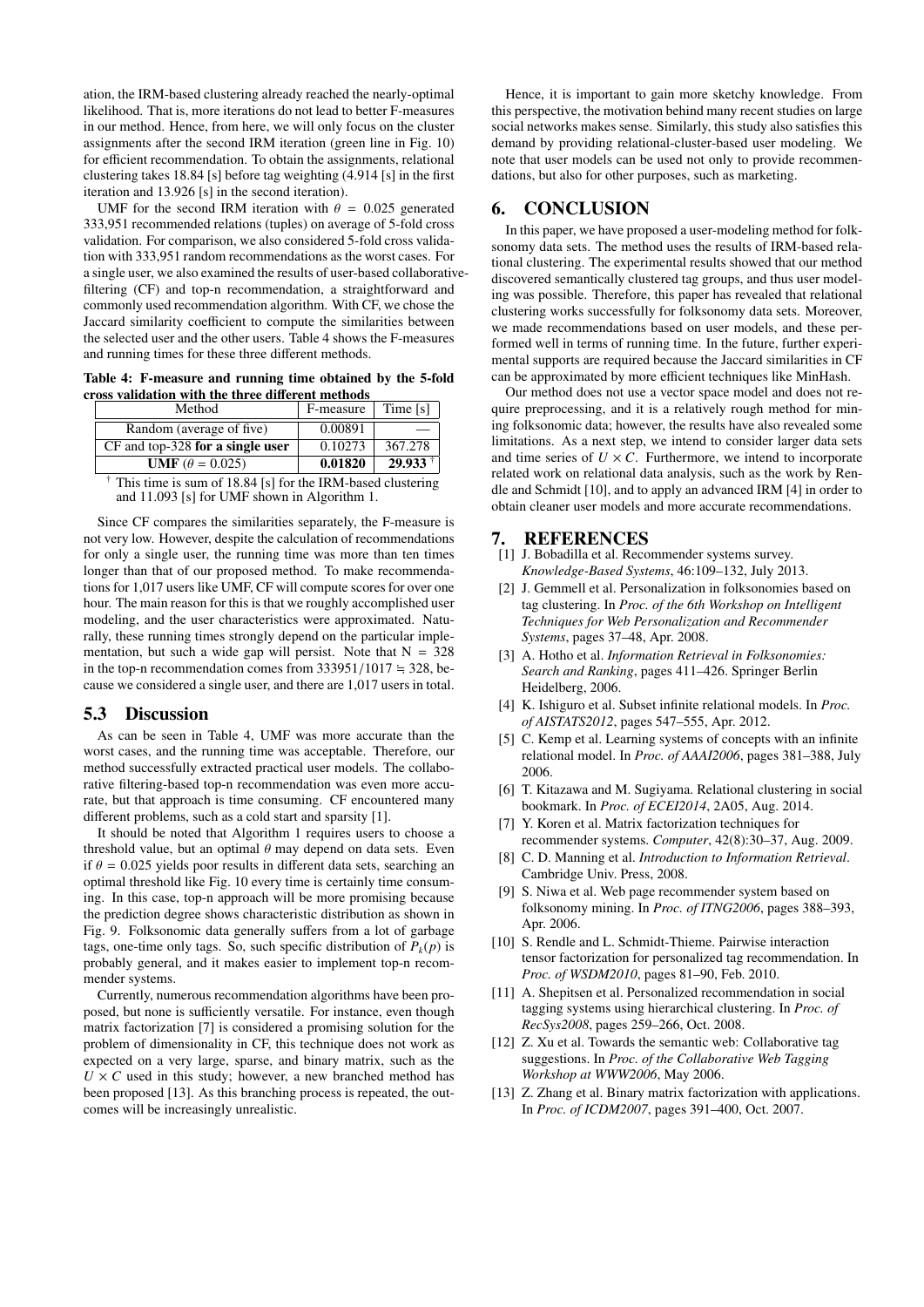ation, the IRM-based clustering already reached the nearly-optimal likelihood. That is, more iterations do not lead to better F-measures in our method. Hence, from here, we will only focus on the cluster assignments after the second IRM iteration (green line in Fig. 10) for efficient recommendation. To obtain the assignments, relational clustering takes 18.84 [s] before tag weighting (4.914 [s] in the first iteration and 13.926 [s] in the second iteration).

UMF for the second IRM iteration with $\theta = 0.025$ generated 333,951 recommended relations (tuples) on average of 5-fold cross validation. For comparison, we also considered 5-fold cross validation with 333,951 random recommendations as the worst cases. For a single user, we also examined the results of user-based collaborative-filtering (CF) and top-n recommendation, a straightforward and commonly used recommendation algorithm. With CF, we chose the Jaccard similarity coefficient to compute the similarities between the selected user and the other users. Table 4 shows the F-measures and running times for these three different methods.

**Table 4: F-measure and running time obtained by the 5-fold cross validation with the three different methods**

| Method | F-measure | Time [s] |
|---|---|---|
| Random (average of five) | 0.00891 | — |
| CF and top-328 **for a single user** | 0.10273 | 367.278 |
| **UMF** ($\theta = 0.025$) | **0.01820** | **29.933** † |

† This time is sum of 18.84 [s] for the IRM-based clustering and 11.093 [s] for UMF shown in Algorithm 1.

Since CF compares the similarities separately, the F-measure is not very low. However, despite the calculation of recommendations for only a single user, the running time was more than ten times longer than that of our proposed method. To make recommendations for 1,017 users like UMF, CF will compute scores for over one hour. The main reason for this is that we roughly accomplished user modeling, and the user characteristics were approximated. Naturally, these running times strongly depend on the particular implementation, but such a wide gap will persist. Note that N = 328 in the top-n recommendation comes from $333951/1017 \fallingdotseq 328$, because we considered a single user, and there are 1,017 users in total.

### 5.3 Discussion

As can be seen in Table 4, UMF was more accurate than the worst cases, and the running time was acceptable. Therefore, our method successfully extracted practical user models. The collaborative filtering-based top-n recommendation was even more accurate, but that approach is time consuming. CF encountered many different problems, such as a cold start and sparsity [1].

It should be noted that Algorithm 1 requires users to choose a threshold value, but an optimal $\theta$ may depend on data sets. Even if $\theta = 0.025$ yields poor results in different data sets, searching an optimal threshold like Fig. 10 every time is certainly time consuming. In this case, top-n approach will be more promising because the prediction degree shows characteristic distribution as shown in Fig. 9. Folksonomic data generally suffers from a lot of garbage tags, one-time only tags. So, such specific distribution of $P_k(p)$ is probably general, and it makes easier to implement top-n recommender systems.

Currently, numerous recommendation algorithms have been proposed, but none is sufficiently versatile. For instance, even though matrix factorization [7] is considered a promising solution for the problem of dimensionality in CF, this technique does not work as expected on a very large, sparse, and binary matrix, such as the $U \times C$ used in this study; however, a new branched method has been proposed [13]. As this branching process is repeated, the outcomes will be increasingly unrealistic.

Hence, it is important to gain more sketchy knowledge. From this perspective, the motivation behind many recent studies on large social networks makes sense. Similarly, this study also satisfies this demand by providing relational-cluster-based user modeling. We note that user models can be used not only to provide recommendations, but also for other purposes, such as marketing.

## 6. CONCLUSION

In this paper, we have proposed a user-modeling method for folksonomy data sets. The method uses the results of IRM-based relational clustering. The experimental results showed that our method discovered semantically clustered tag groups, and thus user modeling was possible. Therefore, this paper has revealed that relational clustering works successfully for folksonomy data sets. Moreover, we made recommendations based on user models, and these performed well in terms of running time. In the future, further experimental supports are required because the Jaccard similarities in CF can be approximated by more efficient techniques like MinHash.

Our method does not use a vector space model and does not require preprocessing, and it is a relatively rough method for mining folksonomic data; however, the results have also revealed some limitations. As a next step, we intend to consider larger data sets and time series of $U \times C$. Furthermore, we intend to incorporate related work on relational data analysis, such as the work by Rendle and Schmidt [10], and to apply an advanced IRM [4] in order to obtain cleaner user models and more accurate recommendations.

## 7. REFERENCES

[1] J. Bobadilla et al. Recommender systems survey. *Knowledge-Based Systems*, 46:109–132, July 2013.

[2] J. Gemmell et al. Personalization in folksonomies based on tag clustering. In *Proc. of the 6th Workshop on Intelligent Techniques for Web Personalization and Recommender Systems*, pages 37–48, Apr. 2008.

[3] A. Hotho et al. *Information Retrieval in Folksonomies: Search and Ranking*, pages 411–426. Springer Berlin Heidelberg, 2006.

[4] K. Ishiguro et al. Subset infinite relational models. In *Proc. of AISTATS2012*, pages 547–555, Apr. 2012.

[5] C. Kemp et al. Learning systems of concepts with an infinite relational model. In *Proc. of AAAI2006*, pages 381–388, July 2006.

[6] T. Kitazawa and M. Sugiyama. Relational clustering in social bookmark. In *Proc. of ECEI2014*, 2A05, Aug. 2014.

[7] Y. Koren et al. Matrix factorization techniques for recommender systems. *Computer*, 42(8):30–37, Aug. 2009.

[8] C. D. Manning et al. *Introduction to Information Retrieval*. Cambridge Univ. Press, 2008.

[9] S. Niwa et al. Web page recommender system based on folksonomy mining. In *Proc. of ITNG2006*, pages 388–393, Apr. 2006.

[10] S. Rendle and L. Schmidt-Thieme. Pairwise interaction tensor factorization for personalized tag recommendation. In *Proc. of WSDM2010*, pages 81–90, Feb. 2010.

[11] A. Shepitsen et al. Personalized recommendation in social tagging systems using hierarchical clustering. In *Proc. of RecSys2008*, pages 259–266, Oct. 2008.

[12] Z. Xu et al. Towards the semantic web: Collaborative tag suggestions. In *Proc. of the Collaborative Web Tagging Workshop at WWW2006*, May 2006.

[13] Z. Zhang et al. Binary matrix factorization with applications. In *Proc. of ICDM2007*, pages 391–400, Oct. 2007.